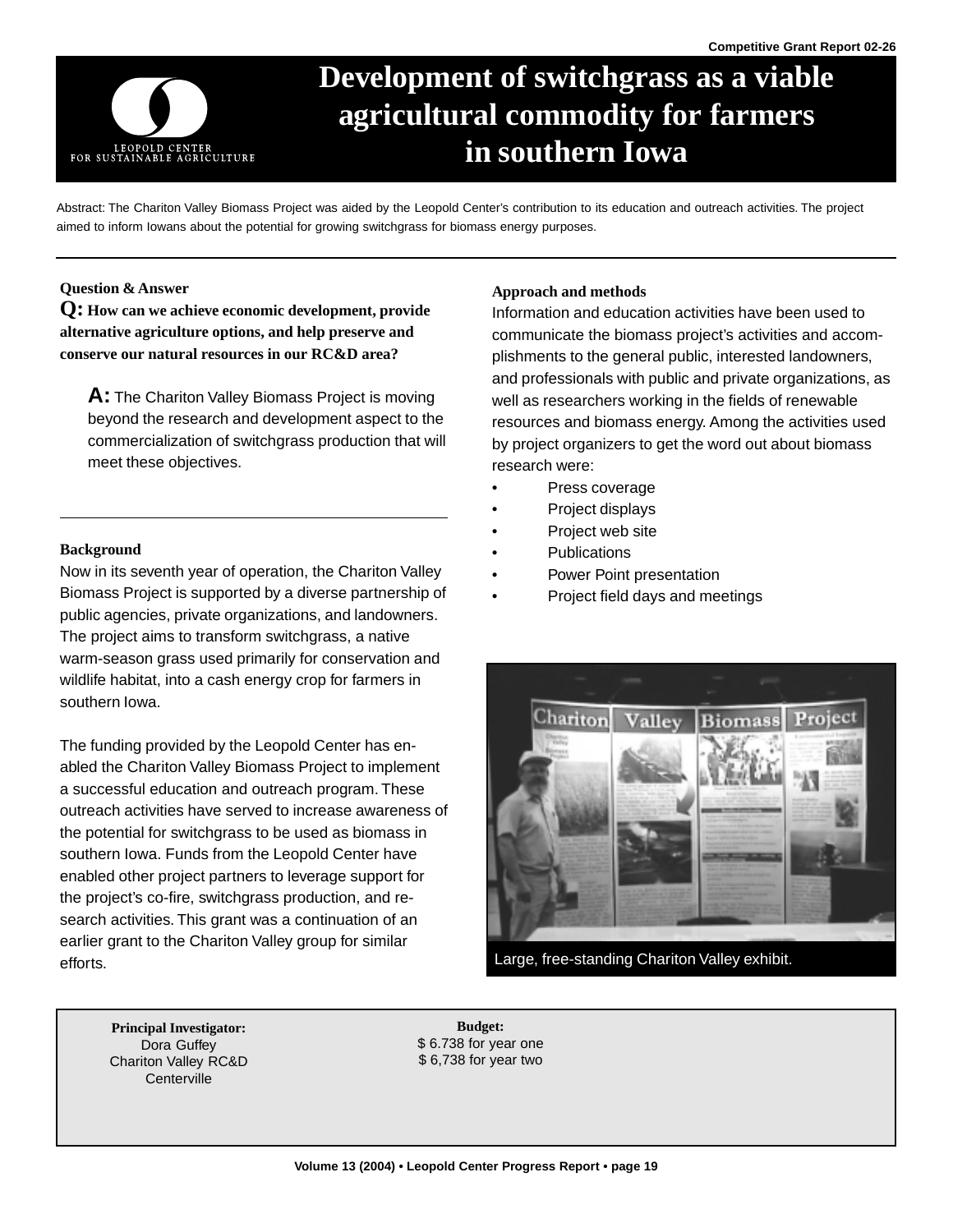Competitive Grant Report 02-26

# Development of switchgrass as a viable agricultural commodity for farmers in southern Iowa

Abstract: The Chariton Valley Biomass Project was aided by the Leopold Center's contribution to its education and outreach activities. The project aimed to inform Iowans about the potential for growing switchgrass for biomass energy purposes.

### Question & Answer

**Q: How can we achieve economic development, provide alternative agriculture options, and help preserve and conserve our natural resources in our RC&D area?**

**A:** The Chariton Valley Biomass Project is moving beyond the research and development aspect to the commercialization of switchgrass production that will meet these objectives.

### Background

Now in its seventh year of operation, the Chariton Valley Biomass Project is supported by a diverse partnership of public agencies, private organizations, and landowners. The project aims to transform switchgrass, a native warm-season grass used primarily for conservation and wildlife habitat, into a cash energy crop for farmers in southern Iowa.

The funding provided by the Leopold Center has enabled the Chariton Valley Biomass Project to implement a successful education and outreach program. These outreach activities have served to increase awareness of the potential for switchgrass to be used as biomass in southern Iowa. Funds from the Leopold Center have enabled other project partners to leverage support for the project's co-fire, switchgrass production, and research activities. This grant was a continuation of an earlier grant to the Chariton Valley group for similar efforts.

### Approach and methods

Information and education activities have been used to communicate the biomass project's activities and accomplishments to the general public, interested landowners, and professionals with public and private organizations, as well as researchers working in the fields of renewable resources and biomass energy. Among the activities used by project organizers to get the word out about biomass research were:

- Press coverage
- Project displays
- Project web site
- Publications
- Power Point presentation
- Project field days and meetings

Large, free-standing Chariton Valley exhibit.

**Principal Investigator:**
Dora Guffey
Chariton Valley RC&D
Centerville

**Budget:**
$ 6.738 for year one
$ 6,738 for year two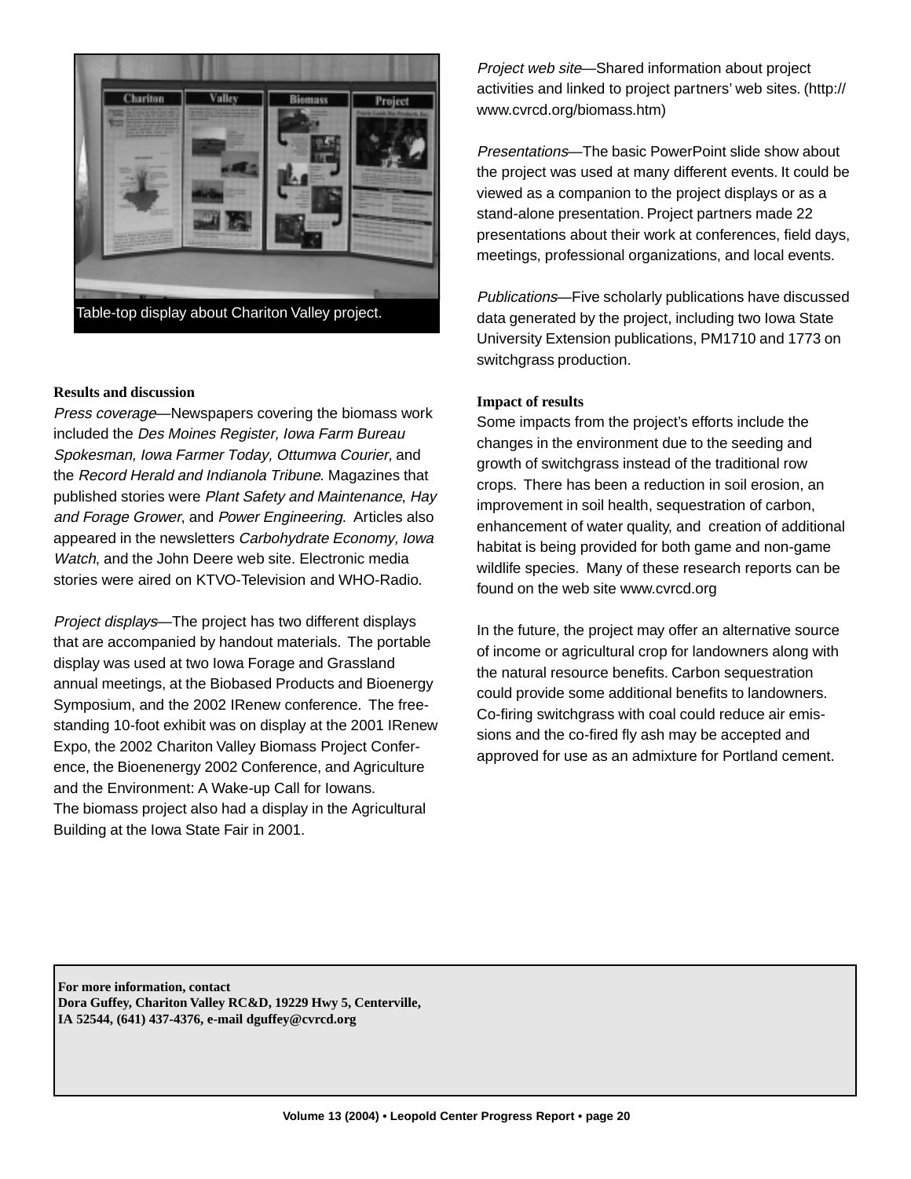Table-top display about Chariton Valley project.

**Results and discussion**

*Press coverage*—Newspapers covering the biomass work included the *Des Moines Register, Iowa Farm Bureau Spokesman, Iowa Farmer Today, Ottumwa Courier,* and the *Record Herald and Indianola Tribune*. Magazines that published stories were *Plant Safety and Maintenance*, *Hay and Forage Grower*, and *Power Engineering*. Articles also appeared in the newsletters *Carbohydrate Economy, Iowa Watch*, and the John Deere web site. Electronic media stories were aired on KTVO-Television and WHO-Radio.

*Project displays*—The project has two different displays that are accompanied by handout materials. The portable display was used at two Iowa Forage and Grassland annual meetings, at the Biobased Products and Bioenergy Symposium, and the 2002 IRenew conference. The free-standing 10-foot exhibit was on display at the 2001 IRenew Expo, the 2002 Chariton Valley Biomass Project Conference, the Bioenenergy 2002 Conference, and Agriculture and the Environment: A Wake-up Call for Iowans. The biomass project also had a display in the Agricultural Building at the Iowa State Fair in 2001.

*Project web site*—Shared information about project activities and linked to project partners' web sites. (http://www.cvrcd.org/biomass.htm)

*Presentations*—The basic PowerPoint slide show about the project was used at many different events. It could be viewed as a companion to the project displays or as a stand-alone presentation. Project partners made 22 presentations about their work at conferences, field days, meetings, professional organizations, and local events.

*Publications*—Five scholarly publications have discussed data generated by the project, including two Iowa State University Extension publications, PM1710 and 1773 on switchgrass production.

**Impact of results**

Some impacts from the project's efforts include the changes in the environment due to the seeding and growth of switchgrass instead of the traditional row crops. There has been a reduction in soil erosion, an improvement in soil health, sequestration of carbon, enhancement of water quality, and creation of additional habitat is being provided for both game and non-game wildlife species. Many of these research reports can be found on the web site www.cvrcd.org

In the future, the project may offer an alternative source of income or agricultural crop for landowners along with the natural resource benefits. Carbon sequestration could provide some additional benefits to landowners. Co-firing switchgrass with coal could reduce air emissions and the co-fired fly ash may be accepted and approved for use as an admixture for Portland cement.

**For more information, contact**
**Dora Guffey, Chariton Valley RC&D, 19229 Hwy 5, Centerville, IA 52544, (641) 437-4376, e-mail dguffey@cvrcd.org**